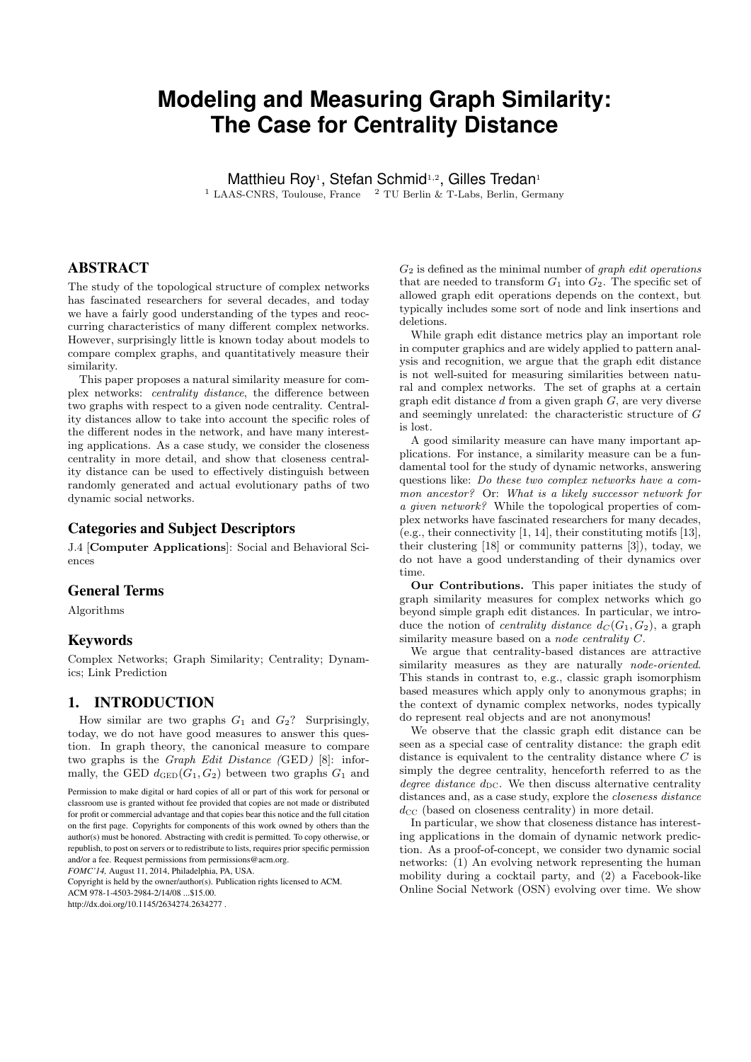# Modeling and Measuring Graph Similarity: The Case for Centrality Distance

Matthieu Roy[1], Stefan Schmid[1,2], Gilles Tredan[1]

[1] LAAS-CNRS, Toulouse, France [2] TU Berlin & T-Labs, Berlin, Germany

## ABSTRACT

The study of the topological structure of complex networks has fascinated researchers for several decades, and today we have a fairly good understanding of the types and reoccurring characteristics of many different complex networks. However, surprisingly little is known today about models to compare complex graphs, and quantitatively measure their similarity.

This paper proposes a natural similarity measure for complex networks: *centrality distance*, the difference between two graphs with respect to a given node centrality. Centrality distances allow to take into account the specific roles of the different nodes in the network, and have many interesting applications. As a case study, we consider the closeness centrality in more detail, and show that closeness centrality distance can be used to effectively distinguish between randomly generated and actual evolutionary paths of two dynamic social networks.

## Categories and Subject Descriptors

J.4 [**Computer Applications**]: Social and Behavioral Sciences

## General Terms

Algorithms

## Keywords

Complex Networks; Graph Similarity; Centrality; Dynamics; Link Prediction

## 1. INTRODUCTION

How similar are two graphs $G_1$ and $G_2$? Surprisingly, today, we do not have good measures to answer this question. In graph theory, the canonical measure to compare two graphs is the *Graph Edit Distance (*GED*)* [8]: informally, the GED $d_{\mathrm{GED}}(G_1, G_2)$ between two graphs $G_1$ and $G_2$ is defined as the minimal number of *graph edit operations* that are needed to transform $G_1$ into $G_2$. The specific set of allowed graph edit operations depends on the context, but typically includes some sort of node and link insertions and deletions.

While graph edit distance metrics play an important role in computer graphics and are widely applied to pattern analysis and recognition, we argue that the graph edit distance is not well-suited for measuring similarities between natural and complex networks. The set of graphs at a certain graph edit distance $d$ from a given graph $G$, are very diverse and seemingly unrelated: the characteristic structure of $G$ is lost.

A good similarity measure can have many important applications. For instance, a similarity measure can be a fundamental tool for the study of dynamic networks, answering questions like: *Do these two complex networks have a common ancestor?* Or: *What is a likely successor network for a given network?* While the topological properties of complex networks have fascinated researchers for many decades, (e.g., their connectivity [1, 14], their constituting motifs [13], their clustering [18] or community patterns [3]), today, we do not have a good understanding of their dynamics over time.

**Our Contributions.** This paper initiates the study of graph similarity measures for complex networks which go beyond simple graph edit distances. In particular, we introduce the notion of *centrality distance* $d_C(G_1, G_2)$, a graph similarity measure based on a *node centrality* $C$.

We argue that centrality-based distances are attractive similarity measures as they are naturally *node-oriented*. This stands in contrast to, e.g., classic graph isomorphism based measures which apply only to anonymous graphs; in the context of dynamic complex networks, nodes typically do represent real objects and are not anonymous!

We observe that the classic graph edit distance can be seen as a special case of centrality distance: the graph edit distance is equivalent to the centrality distance where $C$ is simply the degree centrality, henceforth referred to as the *degree distance* $d_{\mathrm{DC}}$. We then discuss alternative centrality distances and, as a case study, explore the *closeness distance* $d_{\mathrm{CC}}$ (based on closeness centrality) in more detail.

In particular, we show that closeness distance has interesting applications in the domain of dynamic network prediction. As a proof-of-concept, we consider two dynamic social networks: (1) An evolving network representing the human mobility during a cocktail party, and (2) a Facebook-like Online Social Network (OSN) evolving over time. We show

Permission to make digital or hard copies of all or part of this work for personal or classroom use is granted without fee provided that copies are not made or distributed for profit or commercial advantage and that copies bear this notice and the full citation on the first page. Copyrights for components of this work owned by others than the author(s) must be honored. Abstracting with credit is permitted. To copy otherwise, or republish, to post on servers or to redistribute to lists, requires prior specific permission and/or a fee. Request permissions from permissions@acm.org.
*FOMC'14,* August 11, 2014, Philadelphia, PA, USA.
Copyright is held by the owner/author(s). Publication rights licensed to ACM.
ACM 978-1-4503-2984-2/14/08 ...$15.00.
http://dx.doi.org/10.1145/2634274.2634277 .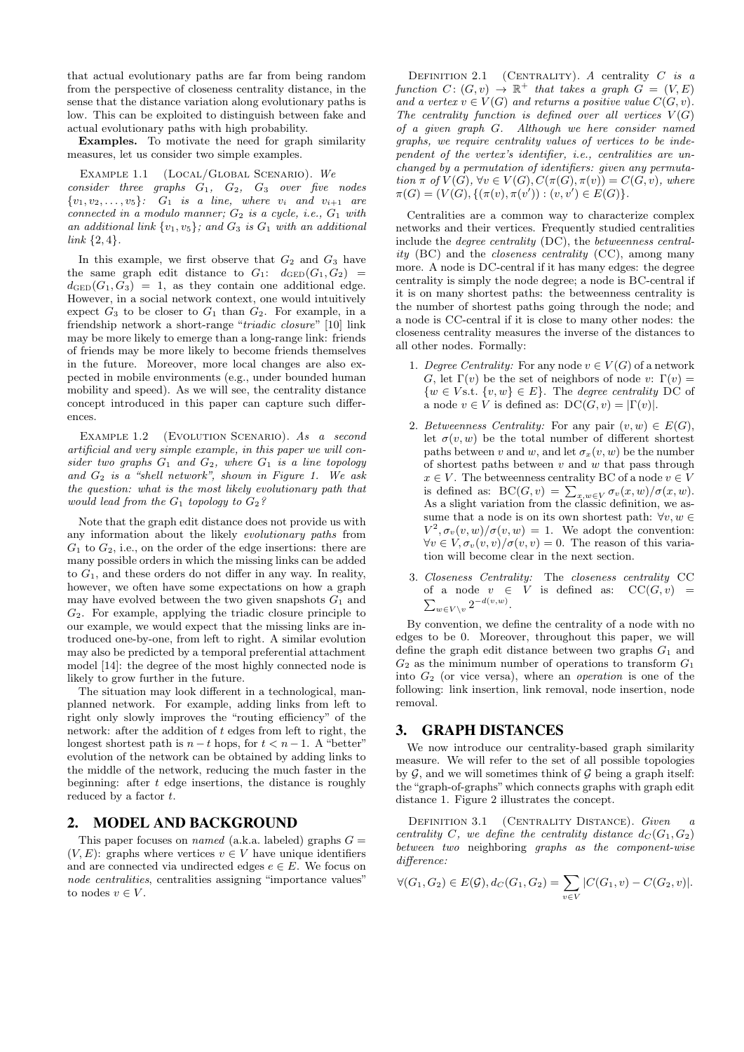that actual evolutionary paths are far from being random from the perspective of closeness centrality distance, in the sense that the distance variation along evolutionary paths is low. This can be exploited to distinguish between fake and actual evolutionary paths with high probability.

**Examples.** To motivate the need for graph similarity measures, let us consider two simple examples.

Example 1.1 (Local/Global Scenario). *We consider three graphs $G_1$, $G_2$, $G_3$ over five nodes $\{v_1, v_2, \ldots, v_5\}$: $G_1$ is a line, where $v_i$ and $v_{i+1}$ are connected in a modulo manner; $G_2$ is a cycle, i.e., $G_1$ with an additional link $\{v_1, v_5\}$; and $G_3$ is $G_1$ with an additional link $\{2, 4\}$.*

In this example, we first observe that $G_2$ and $G_3$ have the same graph edit distance to $G_1$: $d_{\text{GED}}(G_1, G_2) = d_{\text{GED}}(G_1, G_3) = 1$, as they contain one additional edge. However, in a social network context, one would intuitively expect $G_3$ to be closer to $G_1$ than $G_2$. For example, in a friendship network a short-range "*triadic closure*" [10] link may be more likely to emerge than a long-range link: friends of friends may be more likely to become friends themselves in the future. Moreover, more local changes are also expected in mobile environments (e.g., under bounded human mobility and speed). As we will see, the centrality distance concept introduced in this paper can capture such differences.

Example 1.2 (Evolution Scenario). *As a second artificial and very simple example, in this paper we will consider two graphs $G_1$ and $G_2$, where $G_1$ is a line topology and $G_2$ is a "shell network", shown in Figure 1. We ask the question: what is the most likely evolutionary path that would lead from the $G_1$ topology to $G_2$?*

Note that the graph edit distance does not provide us with any information about the likely *evolutionary paths* from $G_1$ to $G_2$, i.e., on the order of the edge insertions: there are many possible orders in which the missing links can be added to $G_1$, and these orders do not differ in any way. In reality, however, we often have some expectations on how a graph may have evolved between the two given snapshots $G_1$ and $G_2$. For example, applying the triadic closure principle to our example, we would expect that the missing links are introduced one-by-one, from left to right. A similar evolution may also be predicted by a temporal preferential attachment model [14]: the degree of the most highly connected node is likely to grow further in the future.

The situation may look different in a technological, man-planned network. For example, adding links from left to right only slowly improves the "routing efficiency" of the network: after the addition of $t$ edges from left to right, the longest shortest path is $n - t$ hops, for $t < n - 1$. A "better" evolution of the network can be obtained by adding links to the middle of the network, reducing the much faster in the beginning: after $t$ edge insertions, the distance is roughly reduced by a factor $t$.

## 2. MODEL AND BACKGROUND

This paper focuses on *named* (a.k.a. labeled) graphs $G = (V, E)$: graphs where vertices $v \in V$ have unique identifiers and are connected via undirected edges $e \in E$. We focus on *node centralities*, centralities assigning "importance values" to nodes $v \in V$.

Definition 2.1 (Centrality). *A centrality $C$ is a function $C\colon (G, v) \to \mathbb{R}^+$ that takes a graph $G = (V, E)$ and a vertex $v \in V(G)$ and returns a positive value $C(G, v)$. The centrality function is defined over all vertices $V(G)$ of a given graph $G$. Although we here consider named graphs, we require centrality values of vertices to be independent of the vertex's identifier, i.e., centralities are unchanged by a permutation of identifiers: given any permutation $\pi$ of $V(G)$, $\forall v \in V(G), C(\pi(G), \pi(v)) = C(G, v)$, where $\pi(G) = (V(G), \{(\pi(v), \pi(v')) : (v, v') \in E(G)\}$.*

Centralities are a common way to characterize complex networks and their vertices. Frequently studied centralities include the *degree centrality* (DC), the *betweenness centrality* (BC) and the *closeness centrality* (CC), among many more. A node is DC-central if it has many edges: the degree centrality is simply the node degree; a node is BC-central if it is on many shortest paths: the betweenness centrality is the number of shortest paths going through the node; and a node is CC-central if it is close to many other nodes: the closeness centrality measures the inverse of the distances to all other nodes. Formally:

1. *Degree Centrality:* For any node $v \in V(G)$ of a network $G$, let $\Gamma(v)$ be the set of neighbors of node $v$: $\Gamma(v) = \{w \in V \text{s.t. } \{v, w\} \in E\}$. The *degree centrality* DC of a node $v \in V$ is defined as: $\text{DC}(G, v) = |\Gamma(v)|$.
2. *Betweenness Centrality:* For any pair $(v, w) \in E(G)$, let $\sigma(v, w)$ be the total number of different shortest paths between $v$ and $w$, and let $\sigma_x(v, w)$ be the number of shortest paths between $v$ and $w$ that pass through $x \in V$. The betweenness centrality BC of a node $v \in V$ is defined as: $\text{BC}(G, v) = \sum_{x,w \in V} \sigma_v(x, w)/\sigma(x, w)$. As a slight variation from the classic definition, we assume that a node is on its own shortest path: $\forall v, w \in V^2, \sigma_v(v, w)/\sigma(v, w) = 1$. We adopt the convention: $\forall v \in V, \sigma_v(v, v)/\sigma(v, v) = 0$. The reason of this variation will become clear in the next section.
3. *Closeness Centrality:* The *closeness centrality* CC of a node $v \in V$ is defined as: $\text{CC}(G, v) = \sum_{w \in V \setminus v} 2^{-d(v,w)}$.

By convention, we define the centrality of a node with no edges to be 0. Moreover, throughout this paper, we will define the graph edit distance between two graphs $G_1$ and $G_2$ as the minimum number of operations to transform $G_1$ into $G_2$ (or vice versa), where an *operation* is one of the following: link insertion, link removal, node insertion, node removal.

## 3. GRAPH DISTANCES

We now introduce our centrality-based graph similarity measure. We will refer to the set of all possible topologies by $\mathcal{G}$, and we will sometimes think of $\mathcal{G}$ being a graph itself: the "graph-of-graphs" which connects graphs with graph edit distance 1. Figure 2 illustrates the concept.

Definition 3.1 (Centrality Distance). *Given a centrality $C$, we define the centrality distance $d_C(G_1, G_2)$ between two* neighboring *graphs as the component-wise difference:*

$$\forall (G_1, G_2) \in E(\mathcal{G}), d_C(G_1, G_2) = \sum_{v \in V} |C(G_1, v) - C(G_2, v)|.$$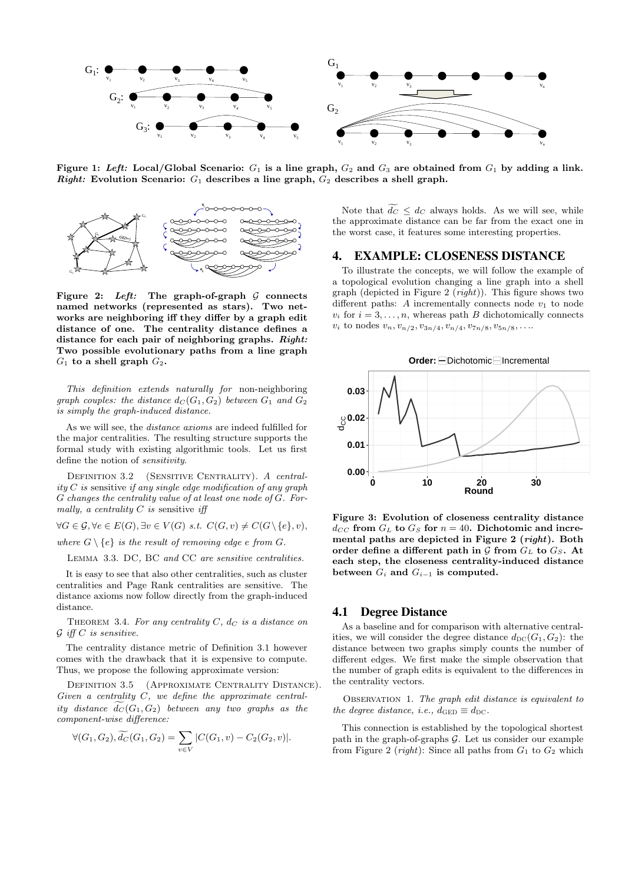**Figure 1:** ***Left:*** **Local/Global Scenario:** $G_1$ **is a line graph,** $G_2$ **and** $G_3$ **are obtained from** $G_1$ **by adding a link.** ***Right:*** **Evolution Scenario:** $G_1$ **describes a line graph,** $G_2$ **describes a shell graph.**

**Figure 2:** ***Left:*** **The graph-of-graph** $\mathcal{G}$ **connects named networks (represented as stars). Two networks are neighboring iff they differ by a graph edit distance of one. The centrality distance defines a distance for each pair of neighboring graphs.** ***Right:*** **Two possible evolutionary paths from a line graph** $G_1$ **to a shell graph** $G_2$**.**

*This definition extends naturally for* non-neighboring *graph couples: the distance* $d_C(G_1, G_2)$ *between* $G_1$ *and* $G_2$ *is simply the graph-induced distance.*

As we will see, the *distance axioms* are indeed fulfilled for the major centralities. The resulting structure supports the formal study with existing algorithmic tools. Let us first define the notion of *sensitivity*.

Definition 3.2 (Sensitive Centrality). *A centrality* $C$ *is* sensitive *if any single edge modification of any graph* $G$ *changes the centrality value of at least one node of* $G$*. Formally, a centrality* $C$ *is* sensitive *iff*

$$\forall G \in \mathcal{G}, \forall e \in E(G), \exists v \in V(G) \text{ s.t. } C(G, v) \neq C(G \setminus \{e\}, v),$$

*where* $G \setminus \{e\}$ *is the result of removing edge* $e$ *from* $G$*.*

Lemma 3.3. DC*,* BC *and* CC *are sensitive centralities.*

It is easy to see that also other centralities, such as cluster centralities and Page Rank centralities are sensitive. The distance axioms now follow directly from the graph-induced distance.

Theorem 3.4. *For any centrality* $C$*,* $d_C$ *is a distance on* $\mathcal{G}$ *iff* $C$ *is sensitive.*

The centrality distance metric of Definition 3.1 however comes with the drawback that it is expensive to compute. Thus, we propose the following approximate version:

Definition 3.5 (Approximate Centrality Distance). *Given a centrality* $C$*, we define the approximate centrality distance* $\widetilde{d_C}(G_1, G_2)$ *between any two graphs as the component-wise difference:*

$$\forall (G_1, G_2), \widetilde{d_C}(G_1, G_2) = \sum_{v \in V} |C(G_1, v) - C_2(G_2, v)|.$$

Note that $\widetilde{d_C} \leq d_C$ always holds. As we will see, while the approximate distance can be far from the exact one in the worst case, it features some interesting properties.

# 4. EXAMPLE: CLOSENESS DISTANCE

To illustrate the concepts, we will follow the example of a topological evolution changing a line graph into a shell graph (depicted in Figure 2 (*right*)). This figure shows two different paths: $A$ incrementally connects node $v_1$ to node $v_i$ for $i = 3, \ldots, n$, whereas path $B$ dichotomically connects $v_i$ to nodes $v_n, v_{n/2}, v_{3n/4}, v_{n/4}, v_{7n/8}, v_{5n/8}, \ldots$.

**Figure 3: Evolution of closeness centrality distance** $d_{CC}$ **from** $G_L$ **to** $G_S$ **for** $n = 40$**. Dichotomic and incremental paths are depicted in Figure 2 (*right*). Both order define a different path in** $\mathcal{G}$ **from** $G_L$ **to** $G_S$**. At each step, the closeness centrality-induced distance between** $G_i$ **and** $G_{i-1}$ **is computed.**

## 4.1 Degree Distance

As a baseline and for comparison with alternative centralities, we will consider the degree distance $d_{\text{DC}}(G_1, G_2)$: the distance between two graphs simply counts the number of different edges. We first make the simple observation that the number of graph edits is equivalent to the differences in the centrality vectors.

Observation 1. *The graph edit distance is equivalent to the degree distance, i.e.,* $d_{\text{GED}} \equiv d_{\text{DC}}$*.*

This connection is established by the topological shortest path in the graph-of-graphs $\mathcal{G}$. Let us consider our example from Figure 2 (*right*): Since all paths from $G_1$ to $G_2$ which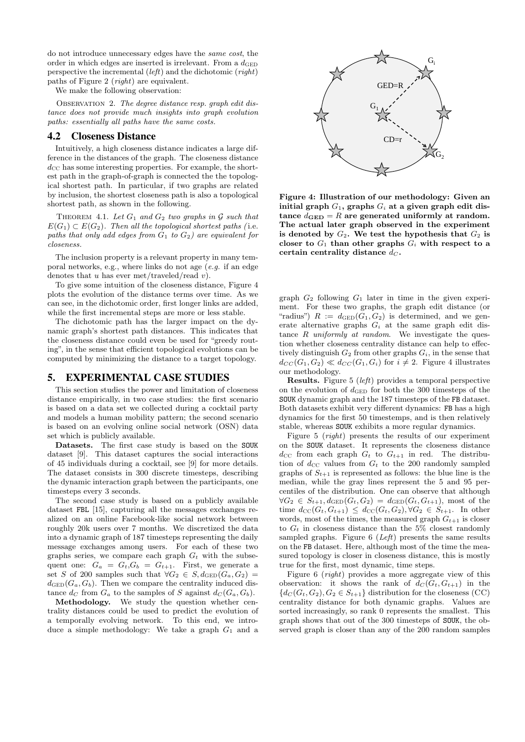do not introduce unnecessary edges have the *same cost*, the order in which edges are inserted is irrelevant. From a $d_{\text{GED}}$ perspective the incremental (*left*) and the dichotomic (*right*) paths of Figure 2 (*right*) are equivalent.

We make the following observation:

Observation 2. *The degree distance resp. graph edit distance does not provide much insights into graph evolution paths: essentially all paths have the same costs.*

## 4.2 Closeness Distance

Intuitively, a high closeness distance indicates a large difference in the distances of the graph. The closeness distance $d_{\text{CC}}$ has some interesting properties. For example, the shortest path in the graph-of-graph is connected the the topological shortest path. In particular, if two graphs are related by inclusion, the shortest closeness path is also a topological shortest path, as shown in the following.

Theorem 4.1. *Let $G_1$ and $G_2$ two graphs in $\mathcal{G}$ such that $E(G_1) \subset E(G_2)$. Then all the topological shortest paths (*i.e.* paths that only add edges from $G_1$ to $G_2$) are equivalent for closeness.*

The inclusion property is a relevant property in many temporal networks, e.g., where links do not age (*e.g.* if an edge denotes that $u$ has ever met/traveled/read $v$).

To give some intuition of the closeness distance, Figure 4 plots the evolution of the distance terms over time. As we can see, in the dichotomic order, first longer links are added, while the first incremental steps are more or less stable.

The dichotomic path has the larger impact on the dynamic graph's shortest path distances. This indicates that the closeness distance could even be used for "greedy routing", in the sense that efficient topological evolutions can be computed by minimizing the distance to a target topology.

# 5. EXPERIMENTAL CASE STUDIES

This section studies the power and limitation of closeness distance empirically, in two case studies: the first scenario is based on a data set we collected during a cocktail party and models a human mobility pattern; the second scenario is based on an evolving online social network (OSN) data set which is publicly available.

**Datasets.** The first case study is based on the SOUK dataset [9]. This dataset captures the social interactions of 45 individuals during a cocktail, see [9] for more details. The dataset consists in 300 discrete timesteps, describing the dynamic interaction graph between the participants, one timesteps every 3 seconds.

The second case study is based on a publicly available dataset FBL [15], capturing all the messages exchanges realized on an online Facebook-like social network between roughly 20k users over 7 months. We discretized the data into a dynamic graph of 187 timesteps representing the daily message exchanges among users. For each of these two graphs series, we compare each graph $G_t$ with the subsequent one: $G_a = G_t, G_b = G_{t+1}$. First, we generate a set $S$ of 200 samples such that $\forall G_2 \in S, d_{\text{GED}}(G_a, G_2) = d_{\text{GED}}(G_a, G_b)$. Then we compare the centrality induced distance $d_C$ from $G_a$ to the samples of $S$ against $d_C(G_a, G_b)$.

**Methodology.** We study the question whether centrality distances could be used to predict the evolution of a temporally evolving network. To this end, we introduce a simple methodology: We take a graph $G_1$ and a graph $G_2$ following $G_1$ later in time in the given experiment. For these two graphs, the graph edit distance (or "radius") $R := d_{\text{GED}}(G_1, G_2)$ is determined, and we generate alternative graphs $G_i$ at the same graph edit distance $R$ *uniformly at random*. We investigate the question whether closeness centrality distance can help to effectively distinguish $G_2$ from other graphs $G_i$, in the sense that $d_{CC}(G_1, G_2) \ll d_{CC}(G_1, G_i)$ for $i \neq 2$. Figure 4 illustrates our methodology.

**Figure 4: Illustration of our methodology: Given an initial graph $G_1$, graphs $G_i$ at a given graph edit distance $d_{\text{GED}} = R$ are generated uniformly at random. The actual later graph observed in the experiment is denoted by $G_2$. We test the hypothesis that $G_2$ is closer to $G_1$ than other graphs $G_i$ with respect to a certain centrality distance $d_C$.**

**Results.** Figure 5 (*left*) provides a temporal perspective on the evolution of $d_{\text{GED}}$ for both the 300 timesteps of the SOUK dynamic graph and the 187 timesteps of the FB dataset. Both datasets exhibit very different dynamics: FB has a high dynamics for the first 50 timestemps, and is then relatively stable, whereas SOUK exhibits a more regular dynamics.

Figure 5 (*right*) presents the results of our experiment on the SOUK dataset. It represents the closeness distance $d_{\text{CC}}$ from each graph $G_t$ to $G_{t+1}$ in red. The distribution of $d_{\text{CC}}$ values from $G_t$ to the 200 randomly sampled graphs of $S_{t+1}$ is represented as follows: the blue line is the median, while the gray lines represent the 5 and 95 percentiles of the distribution. One can observe that although $\forall G_2 \in S_{t+1}, d_{\text{GED}}(G_t, G_2) = d_{\text{GED}}(G_t, G_{t+1})$, most of the time $d_{\text{CC}}(G_t, G_{t+1}) \leq d_{\text{CC}}(G_t, G_2), \forall G_2 \in S_{t+1}$. In other words, most of the times, the measured graph $G_{t+1}$ is closer to $G_t$ in closeness distance than the 5% closest randomly sampled graphs. Figure 6 (*Left*) presents the same results on the FB dataset. Here, although most of the time the measured topology is closer in closeness distance, this is mostly true for the first, most dynamic, time steps.

Figure 6 (*right*) provides a more aggregate view of this observation: it shows the rank of $d_C(G_t, G_{t+1})$ in the $\{d_C(G_t, G_2), G_2 \in S_{t+1}\}$ distribution for the closeness (CC) centrality distance for both dynamic graphs. Values are sorted increasingly, so rank 0 represents the smallest. This graph shows that out of the 300 timesteps of SOUK, the observed graph is closer than any of the 200 random samples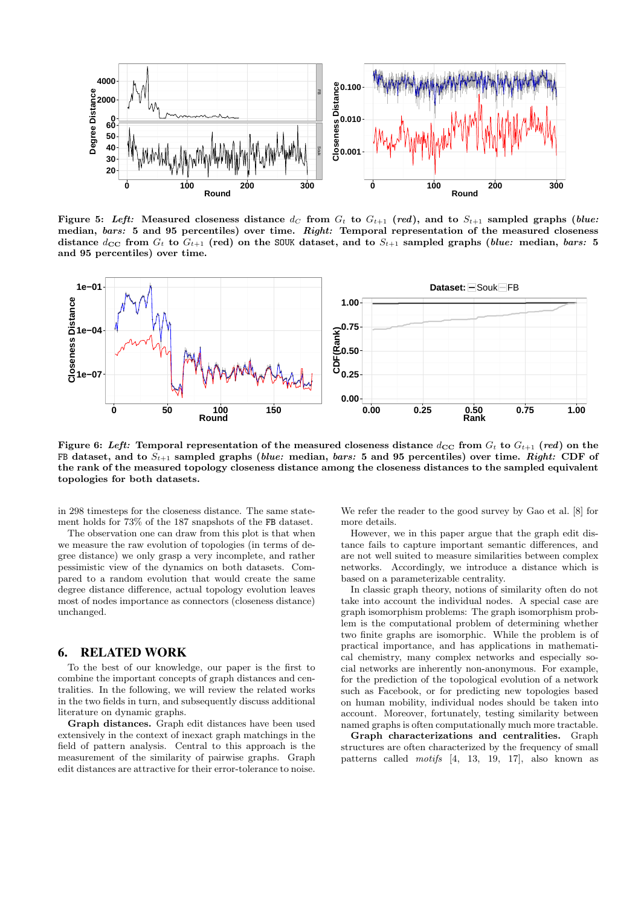Degree Distance

4000

2000

0

FB

60

50

40

30

20

Souk

0 100 200 300

Round

Closeness Distance

0.100

0.010

0.001

0 100 200 300

Round

**Figure 5: *Left:* Measured closeness distance $d_C$ from $G_t$ to $G_{t+1}$ (*red*), and to $S_{t+1}$ sampled graphs (*blue:* median, *bars:* 5 and 95 percentiles) over time. *Right:* Temporal representation of the measured closeness distance $d_{CC}$ from $G_t$ to $G_{t+1}$ (red) on the SOUK dataset, and to $S_{t+1}$ sampled graphs (*blue:* median, *bars:* 5 and 95 percentiles) over time.**

Closeness Distance

1e-01

1e-04

1e-07

0 50 100 150

Round

Dataset: Souk FB

CDF(Rank)

1.00

0.75

0.50

0.25

0.00

0.00 0.25 0.50 0.75 1.00

Rank

**Figure 6: *Left:* Temporal representation of the measured closeness distance $d_{CC}$ from $G_t$ to $G_{t+1}$ (*red*) on the FB dataset, and to $S_{t+1}$ sampled graphs (*blue:* median, *bars:* 5 and 95 percentiles) over time. *Right:* CDF of the rank of the measured topology closeness distance among the closeness distances to the sampled equivalent topologies for both datasets.**

in 298 timesteps for the closeness distance. The same statement holds for 73% of the 187 snapshots of the FB dataset.

The observation one can draw from this plot is that when we measure the raw evolution of topologies (in terms of degree distance) we only grasp a very incomplete, and rather pessimistic view of the dynamics on both datasets. Compared to a random evolution that would create the same degree distance difference, actual topology evolution leaves most of nodes importance as connectors (closeness distance) unchanged.

## 6. RELATED WORK

To the best of our knowledge, our paper is the first to combine the important concepts of graph distances and centralities. In the following, we will review the related works in the two fields in turn, and subsequently discuss additional literature on dynamic graphs.

**Graph distances.** Graph edit distances have been used extensively in the context of inexact graph matchings in the field of pattern analysis. Central to this approach is the measurement of the similarity of pairwise graphs. Graph edit distances are attractive for their error-tolerance to noise. We refer the reader to the good survey by Gao et al. [8] for more details.

However, we in this paper argue that the graph edit distance fails to capture important semantic differences, and are not well suited to measure similarities between complex networks. Accordingly, we introduce a distance which is based on a parameterizable centrality.

In classic graph theory, notions of similarity often do not take into account the individual nodes. A special case are graph isomorphism problems: The graph isomorphism problem is the computational problem of determining whether two finite graphs are isomorphic. While the problem is of practical importance, and has applications in mathematical chemistry, many complex networks and especially social networks are inherently non-anonymous. For example, for the prediction of the topological evolution of a network such as Facebook, or for predicting new topologies based on human mobility, individual nodes should be taken into account. Moreover, fortunately, testing similarity between named graphs is often computationally much more tractable.

**Graph characterizations and centralities.** Graph structures are often characterized by the frequency of small patterns called *motifs* [4, 13, 19, 17], also known as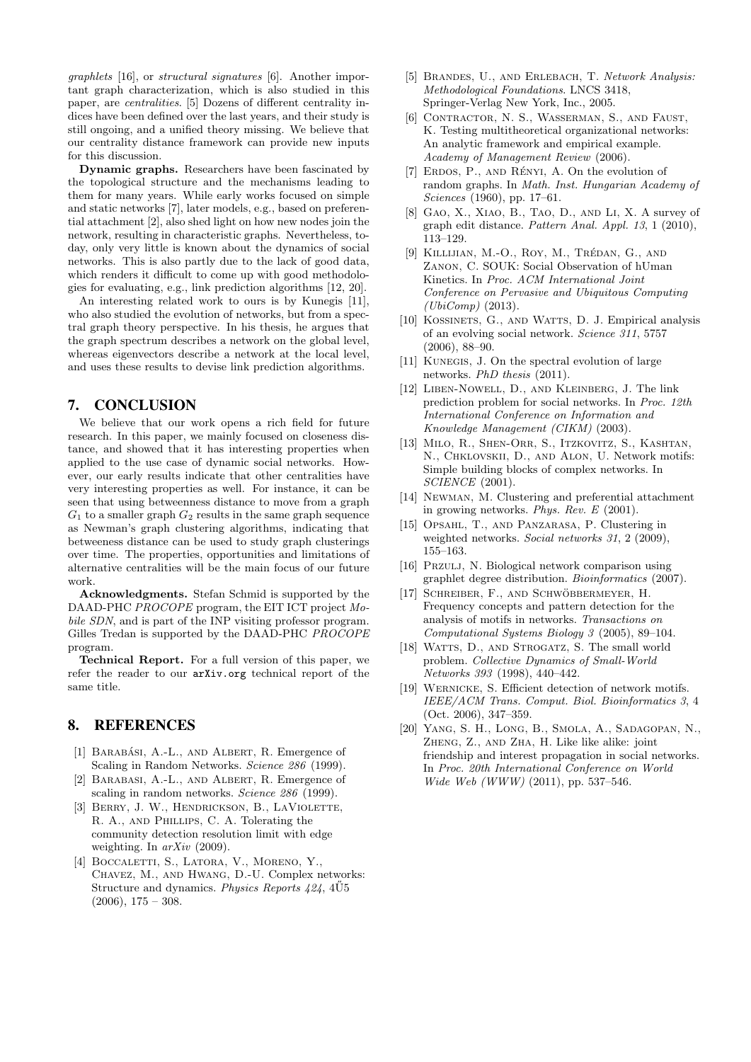*graphlets* [16], or *structural signatures* [6]. Another important graph characterization, which is also studied in this paper, are *centralities*. [5] Dozens of different centrality indices have been defined over the last years, and their study is still ongoing, and a unified theory missing. We believe that our centrality distance framework can provide new inputs for this discussion.

**Dynamic graphs.** Researchers have been fascinated by the topological structure and the mechanisms leading to them for many years. While early works focused on simple and static networks [7], later models, e.g., based on preferential attachment [2], also shed light on how new nodes join the network, resulting in characteristic graphs. Nevertheless, today, only very little is known about the dynamics of social networks. This is also partly due to the lack of good data, which renders it difficult to come up with good methodologies for evaluating, e.g., link prediction algorithms [12, 20].

An interesting related work to ours is by Kunegis [11], who also studied the evolution of networks, but from a spectral graph theory perspective. In his thesis, he argues that the graph spectrum describes a network on the global level, whereas eigenvectors describe a network at the local level, and uses these results to devise link prediction algorithms.

## 7. CONCLUSION

We believe that our work opens a rich field for future research. In this paper, we mainly focused on closeness distance, and showed that it has interesting properties when applied to the use case of dynamic social networks. However, our early results indicate that other centralities have very interesting properties as well. For instance, it can be seen that using betweenness distance to move from a graph $G_1$ to a smaller graph $G_2$ results in the same graph sequence as Newman's graph clustering algorithms, indicating that betweeness distance can be used to study graph clusterings over time. The properties, opportunities and limitations of alternative centralities will be the main focus of our future work.

**Acknowledgments.** Stefan Schmid is supported by the DAAD-PHC *PROCOPE* program, the EIT ICT project *Mobile SDN*, and is part of the INP visiting professor program. Gilles Tredan is supported by the DAAD-PHC *PROCOPE* program.

**Technical Report.** For a full version of this paper, we refer the reader to our `arXiv.org` technical report of the same title.

## 8. REFERENCES

[1] Barabási, A.-L., and Albert, R. Emergence of Scaling in Random Networks. *Science 286* (1999).

[2] Barabasi, A.-L., and Albert, R. Emergence of scaling in random networks. *Science 286* (1999).

[3] Berry, J. W., Hendrickson, B., LaViolette, R. A., and Phillips, C. A. Tolerating the community detection resolution limit with edge weighting. In *arXiv* (2009).

[4] Boccaletti, S., Latora, V., Moreno, Y., Chavez, M., and Hwang, D.-U. Complex networks: Structure and dynamics. *Physics Reports 424*, 4Ű5 (2006), 175 – 308.

[5] Brandes, U., and Erlebach, T. *Network Analysis: Methodological Foundations*. LNCS 3418, Springer-Verlag New York, Inc., 2005.

[6] Contractor, N. S., Wasserman, S., and Faust, K. Testing multitheoretical organizational networks: An analytic framework and empirical example. *Academy of Management Review* (2006).

[7] Erdos, P., and Rényi, A. On the evolution of random graphs. In *Math. Inst. Hungarian Academy of Sciences* (1960), pp. 17–61.

[8] Gao, X., Xiao, B., Tao, D., and Li, X. A survey of graph edit distance. *Pattern Anal. Appl. 13*, 1 (2010), 113–129.

[9] Killijian, M.-O., Roy, M., Trédan, G., and Zanon, C. SOUK: Social Observation of hUman Kinetics. In *Proc. ACM International Joint Conference on Pervasive and Ubiquitous Computing (UbiComp)* (2013).

[10] Kossinets, G., and Watts, D. J. Empirical analysis of an evolving social network. *Science 311*, 5757 (2006), 88–90.

[11] Kunegis, J. On the spectral evolution of large networks. *PhD thesis* (2011).

[12] Liben-Nowell, D., and Kleinberg, J. The link prediction problem for social networks. In *Proc. 12th International Conference on Information and Knowledge Management (CIKM)* (2003).

[13] Milo, R., Shen-Orr, S., Itzkovitz, S., Kashtan, N., Chklovskii, D., and Alon, U. Network motifs: Simple building blocks of complex networks. In *SCIENCE* (2001).

[14] Newman, M. Clustering and preferential attachment in growing networks. *Phys. Rev. E* (2001).

[15] Opsahl, T., and Panzarasa, P. Clustering in weighted networks. *Social networks 31*, 2 (2009), 155–163.

[16] Przulj, N. Biological network comparison using graphlet degree distribution. *Bioinformatics* (2007).

[17] Schreiber, F., and Schwöbbermeyer, H. Frequency concepts and pattern detection for the analysis of motifs in networks. *Transactions on Computational Systems Biology 3* (2005), 89–104.

[18] Watts, D., and Strogatz, S. The small world problem. *Collective Dynamics of Small-World Networks 393* (1998), 440–442.

[19] Wernicke, S. Efficient detection of network motifs. *IEEE/ACM Trans. Comput. Biol. Bioinformatics 3*, 4 (Oct. 2006), 347–359.

[20] Yang, S. H., Long, B., Smola, A., Sadagopan, N., Zheng, Z., and Zha, H. Like like alike: joint friendship and interest propagation in social networks. In *Proc. 20th International Conference on World Wide Web (WWW)* (2011), pp. 537–546.